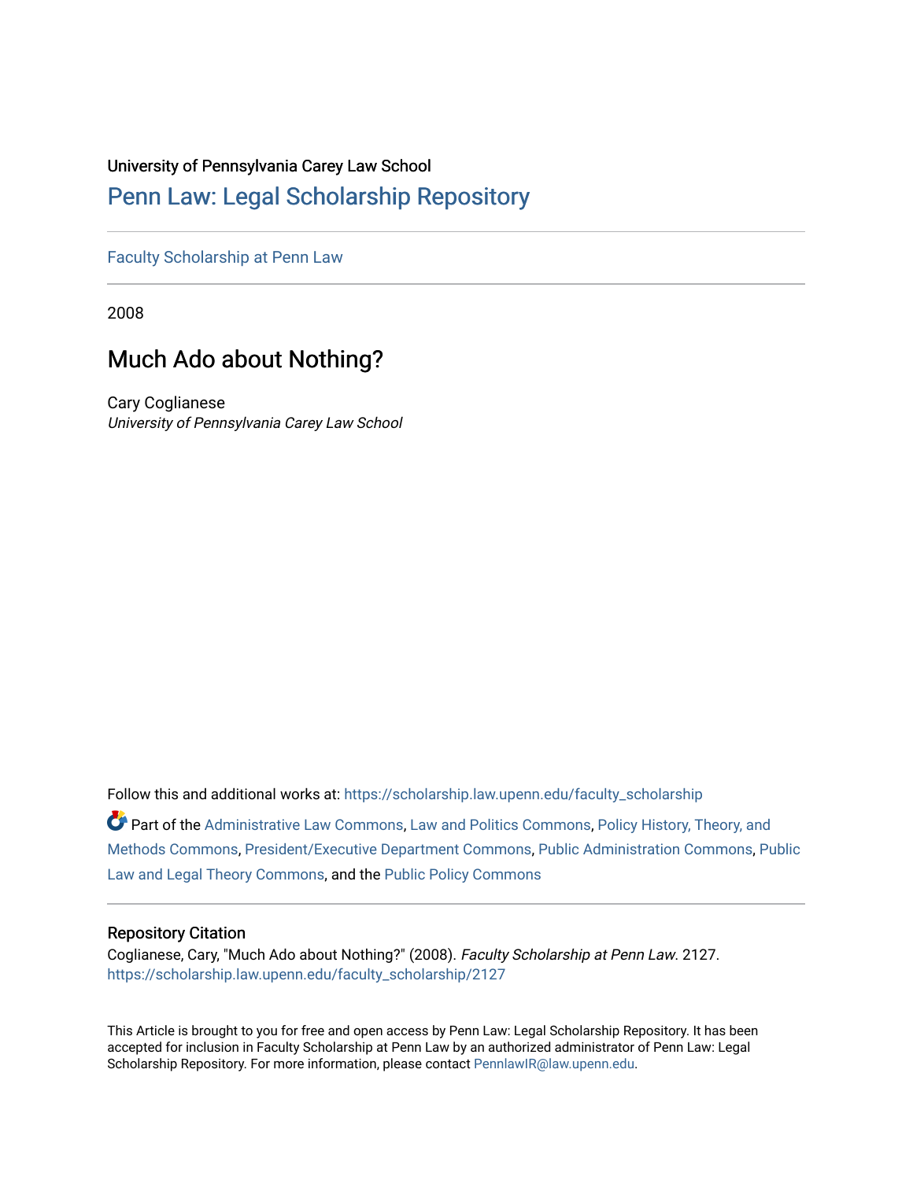University of Pennsylvania Carey Law School

# Penn Law: Legal Scholarship Repository

Faculty Scholarship at Penn Law

2008

## Much Ado about Nothing?

Cary Coglianese
*University of Pennsylvania Carey Law School*

Follow this and additional works at: https://scholarship.law.upenn.edu/faculty_scholarship

Part of the Administrative Law Commons, Law and Politics Commons, Policy History, Theory, and Methods Commons, President/Executive Department Commons, Public Administration Commons, Public Law and Legal Theory Commons, and the Public Policy Commons

### Repository Citation

Coglianese, Cary, "Much Ado about Nothing?" (2008). *Faculty Scholarship at Penn Law*. 2127.
https://scholarship.law.upenn.edu/faculty_scholarship/2127

This Article is brought to you for free and open access by Penn Law: Legal Scholarship Repository. It has been accepted for inclusion in Faculty Scholarship at Penn Law by an authorized administrator of Penn Law: Legal Scholarship Repository. For more information, please contact PennlawIR@law.upenn.edu.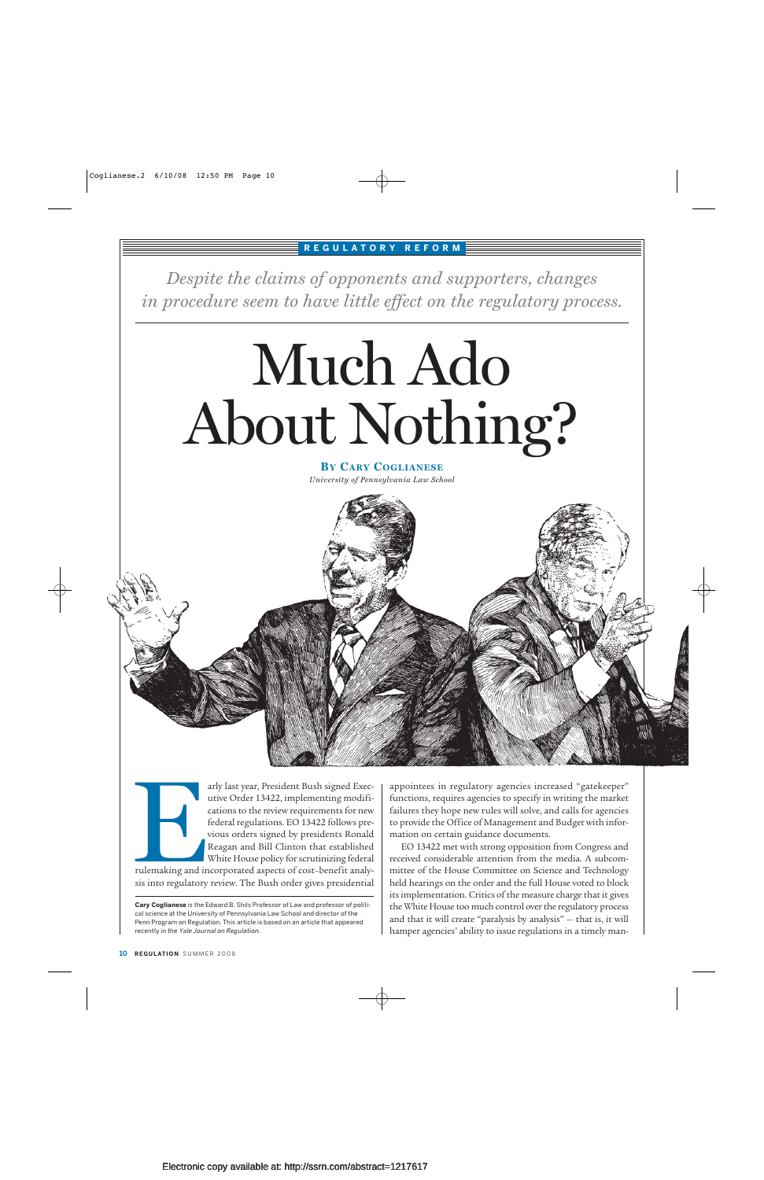REGULATORY REFORM

*Despite the claims of opponents and supporters, changes in procedure seem to have little effect on the regulatory process.*

# Much Ado About Nothing?

**By Cary Coglianese**

*University of Pennsylvania Law School*

Early last year, President Bush signed Executive Order 13422, implementing modifications to the review requirements for new federal regulations. EO 13422 follows previous orders signed by presidents Ronald Reagan and Bill Clinton that established White House policy for scrutinizing federal rulemaking and incorporated aspects of cost–benefit analysis into regulatory review. The Bush order gives presidential appointees in regulatory agencies increased "gatekeeper" functions, requires agencies to specify in writing the market failures they hope new rules will solve, and calls for agencies to provide the Office of Management and Budget with information on certain guidance documents.

EO 13422 met with strong opposition from Congress and received considerable attention from the media. A subcommittee of the House Committee on Science and Technology held hearings on the order and the full House voted to block its implementation. Critics of the measure charge that it gives the White House too much control over the regulatory process and that it will create "paralysis by analysis" — that is, it will hamper agencies' ability to issue regulations in a timely man-

**Cary Coglianese** is the Edward B. Shils Professor of Law and professor of political science at the University of Pennsylvania Law School and director of the Penn Program on Regulation. This article is based on an article that appeared recently in the *Yale Journal on Regulation.*

Electronic copy available at: http://ssrn.com/abstract=1217617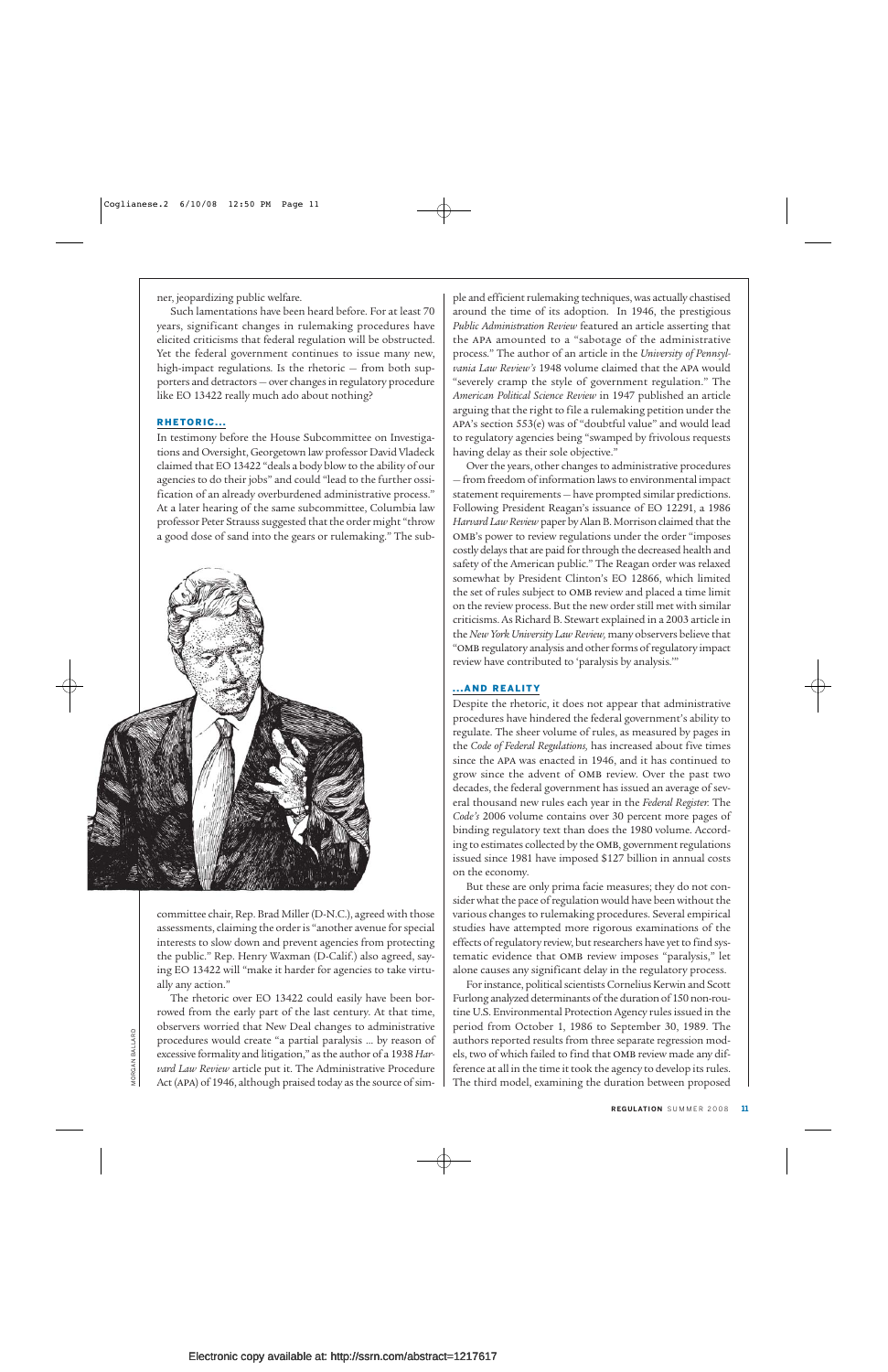ner, jeopardizing public welfare.

Such lamentations have been heard before. For at least 70 years, significant changes in rulemaking procedures have elicited criticisms that federal regulation will be obstructed. Yet the federal government continues to issue many new, high-impact regulations. Is the rhetoric — from both supporters and detractors — over changes in regulatory procedure like EO 13422 really much ado about nothing?

## RHETORIC...

In testimony before the House Subcommittee on Investigations and Oversight, Georgetown law professor David Vladeck claimed that EO 13422 "deals a body blow to the ability of our agencies to do their jobs" and could "lead to the further ossification of an already overburdened administrative process." At a later hearing of the same subcommittee, Columbia law professor Peter Strauss suggested that the order might "throw a good dose of sand into the gears or rulemaking." The subcommittee chair, Rep. Brad Miller (D-N.C.), agreed with those assessments, claiming the order is "another avenue for special interests to slow down and prevent agencies from protecting the public." Rep. Henry Waxman (D-Calif.) also agreed, saying EO 13422 will "make it harder for agencies to take virtually any action."

The rhetoric over EO 13422 could easily have been borrowed from the early part of the last century. At that time, observers worried that New Deal changes to administrative procedures would create "a partial paralysis ... by reason of excessive formality and litigation," as the author of a 1938 *Harvard Law Review* article put it. The Administrative Procedure Act (APA) of 1946, although praised today as the source of simple and efficient rulemaking techniques, was actually chastised around the time of its adoption. In 1946, the prestigious *Public Administration Review* featured an article asserting that the APA amounted to a "sabotage of the administrative process." The author of an article in the *University of Pennsylvania Law Review's* 1948 volume claimed that the APA would "severely cramp the style of government regulation." The *American Political Science Review* in 1947 published an article arguing that the right to file a rulemaking petition under the APA's section 553(e) was of "doubtful value" and would lead to regulatory agencies being "swamped by frivolous requests having delay as their sole objective."

Over the years, other changes to administrative procedures — from freedom of information laws to environmental impact statement requirements — have prompted similar predictions. Following President Reagan's issuance of EO 12291, a 1986 *Harvard Law Review* paper by Alan B. Morrison claimed that the OMB's power to review regulations under the order "imposes costly delays that are paid for through the decreased health and safety of the American public." The Reagan order was relaxed somewhat by President Clinton's EO 12866, which limited the set of rules subject to OMB review and placed a time limit on the review process. But the new order still met with similar criticisms. As Richard B. Stewart explained in a 2003 article in the *New York University Law Review*, many observers believe that "OMB regulatory analysis and other forms of regulatory impact review have contributed to 'paralysis by analysis.'"

## ...AND REALITY

Despite the rhetoric, it does not appear that administrative procedures have hindered the federal government's ability to regulate. The sheer volume of rules, as measured by pages in the *Code of Federal Regulations*, has increased about five times since the APA was enacted in 1946, and it has continued to grow since the advent of OMB review. Over the past two decades, the federal government has issued an average of several thousand new rules each year in the *Federal Register*. The *Code's* 2006 volume contains over 30 percent more pages of binding regulatory text than does the 1980 volume. According to estimates collected by the OMB, government regulations issued since 1981 have imposed $127 billion in annual costs on the economy.

But these are only prima facie measures; they do not consider what the pace of regulation would have been without the various changes to rulemaking procedures. Several empirical studies have attempted more rigorous examinations of the effects of regulatory review, but researchers have yet to find systematic evidence that OMB review imposes "paralysis," let alone causes any significant delay in the regulatory process.

For instance, political scientists Cornelius Kerwin and Scott Furlong analyzed determinants of the duration of 150 non-routine U.S. Environmental Protection Agency rules issued in the period from October 1, 1986 to September 30, 1989. The authors reported results from three separate regression models, two of which failed to find that OMB review made any difference at all in the time it took the agency to develop its rules. The third model, examining the duration between proposed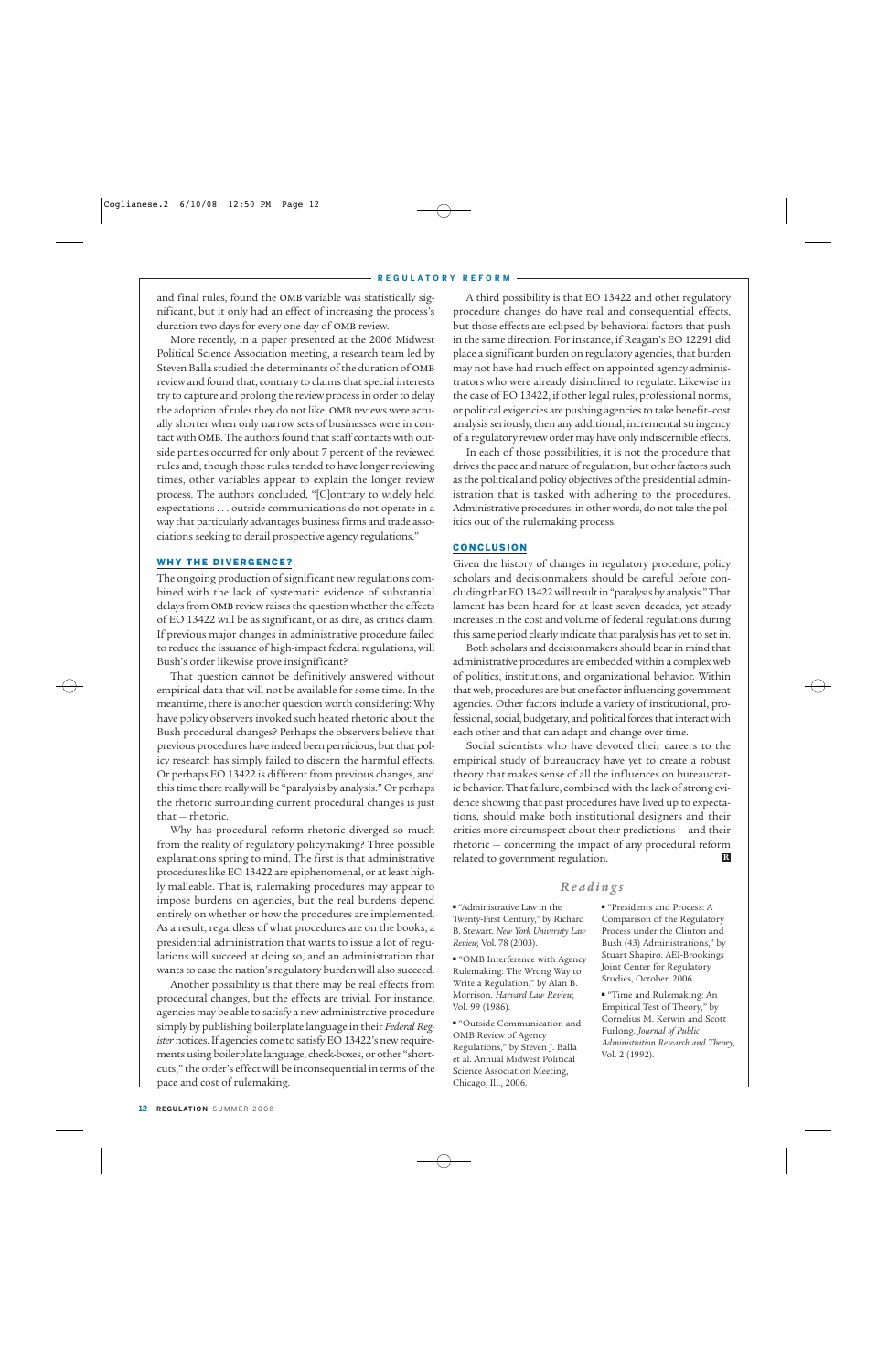and final rules, found the OMB variable was statistically significant, but it only had an effect of increasing the process's duration two days for every one day of OMB review.

More recently, in a paper presented at the 2006 Midwest Political Science Association meeting, a research team led by Steven Balla studied the determinants of the duration of OMB review and found that, contrary to claims that special interests try to capture and prolong the review process in order to delay the adoption of rules they do not like, OMB reviews were actually shorter when only narrow sets of businesses were in contact with OMB. The authors found that staff contacts with outside parties occurred for only about 7 percent of the reviewed rules and, though those rules tended to have longer reviewing times, other variables appear to explain the longer review process. The authors concluded, "[C]ontrary to widely held expectations . . . outside communications do not operate in a way that particularly advantages business firms and trade associations seeking to derail prospective agency regulations."

## WHY THE DIVERGENCE?

The ongoing production of significant new regulations combined with the lack of systematic evidence of substantial delays from OMB review raises the question whether the effects of EO 13422 will be as significant, or as dire, as critics claim. If previous major changes in administrative procedure failed to reduce the issuance of high-impact federal regulations, will Bush's order likewise prove insignificant?

That question cannot be definitively answered without empirical data that will not be available for some time. In the meantime, there is another question worth considering: Why have policy observers invoked such heated rhetoric about the Bush procedural changes? Perhaps the observers believe that previous procedures have indeed been pernicious, but that policy research has simply failed to discern the harmful effects. Or perhaps EO 13422 is different from previous changes, and this time there really will be "paralysis by analysis." Or perhaps the rhetoric surrounding current procedural changes is just that — rhetoric.

Why has procedural reform rhetoric diverged so much from the reality of regulatory policymaking? Three possible explanations spring to mind. The first is that administrative procedures like EO 13422 are epiphenomenal, or at least highly malleable. That is, rulemaking procedures may appear to impose burdens on agencies, but the real burdens depend entirely on whether or how the procedures are implemented. As a result, regardless of what procedures are on the books, a presidential administration that wants to issue a lot of regulations will succeed at doing so, and an administration that wants to ease the nation's regulatory burden will also succeed.

Another possibility is that there may be real effects from procedural changes, but the effects are trivial. For instance, agencies may be able to satisfy a new administrative procedure simply by publishing boilerplate language in their *Federal Register* notices. If agencies come to satisfy EO 13422's new requirements using boilerplate language, check-boxes, or other "shortcuts," the order's effect will be inconsequential in terms of the pace and cost of rulemaking.

A third possibility is that EO 13422 and other regulatory procedure changes do have real and consequential effects, but those effects are eclipsed by behavioral factors that push in the same direction. For instance, if Reagan's EO 12291 did place a significant burden on regulatory agencies, that burden may not have had much effect on appointed agency administrators who were already disinclined to regulate. Likewise in the case of EO 13422, if other legal rules, professional norms, or political exigencies are pushing agencies to take benefit–cost analysis seriously, then any additional, incremental stringency of a regulatory review order may have only indiscernible effects.

In each of those possibilities, it is not the procedure that drives the pace and nature of regulation, but other factors such as the political and policy objectives of the presidential administration that is tasked with adhering to the procedures. Administrative procedures, in other words, do not take the politics out of the rulemaking process.

## CONCLUSION

Given the history of changes in regulatory procedure, policy scholars and decisionmakers should be careful before concluding that EO 13422 will result in "paralysis by analysis." That lament has been heard for at least seven decades, yet steady increases in the cost and volume of federal regulations during this same period clearly indicate that paralysis has yet to set in.

Both scholars and decisionmakers should bear in mind that administrative procedures are embedded within a complex web of politics, institutions, and organizational behavior. Within that web, procedures are but one factor influencing government agencies. Other factors include a variety of institutional, professional, social, budgetary, and political forces that interact with each other and that can adapt and change over time.

Social scientists who have devoted their careers to the empirical study of bureaucracy have yet to create a robust theory that makes sense of all the influences on bureaucratic behavior. That failure, combined with the lack of strong evidence showing that past procedures have lived up to expectations, should make both institutional designers and their critics more circumspect about their predictions — and their rhetoric — concerning the impact of any procedural reform related to government regulation.

## Readings

- "Administrative Law in the Twenty-First Century," by Richard B. Stewart. *New York University Law Review*, Vol. 78 (2003).
- "OMB Interference with Agency Rulemaking: The Wrong Way to Write a Regulation," by Alan B. Morrison. *Harvard Law Review*, Vol. 99 (1986).
- "Outside Communication and OMB Review of Agency Regulations," by Steven J. Balla et al. Annual Midwest Political Science Association Meeting, Chicago, Ill., 2006.
- "Presidents and Process: A Comparison of the Regulatory Process under the Clinton and Bush (43) Administrations," by Stuart Shapiro. AEI-Brookings Joint Center for Regulatory Studies, October, 2006.
- "Time and Rulemaking: An Empirical Test of Theory," by Cornelius M. Kerwin and Scott Furlong. *Journal of Public Administration Research and Theory*, Vol. 2 (1992).